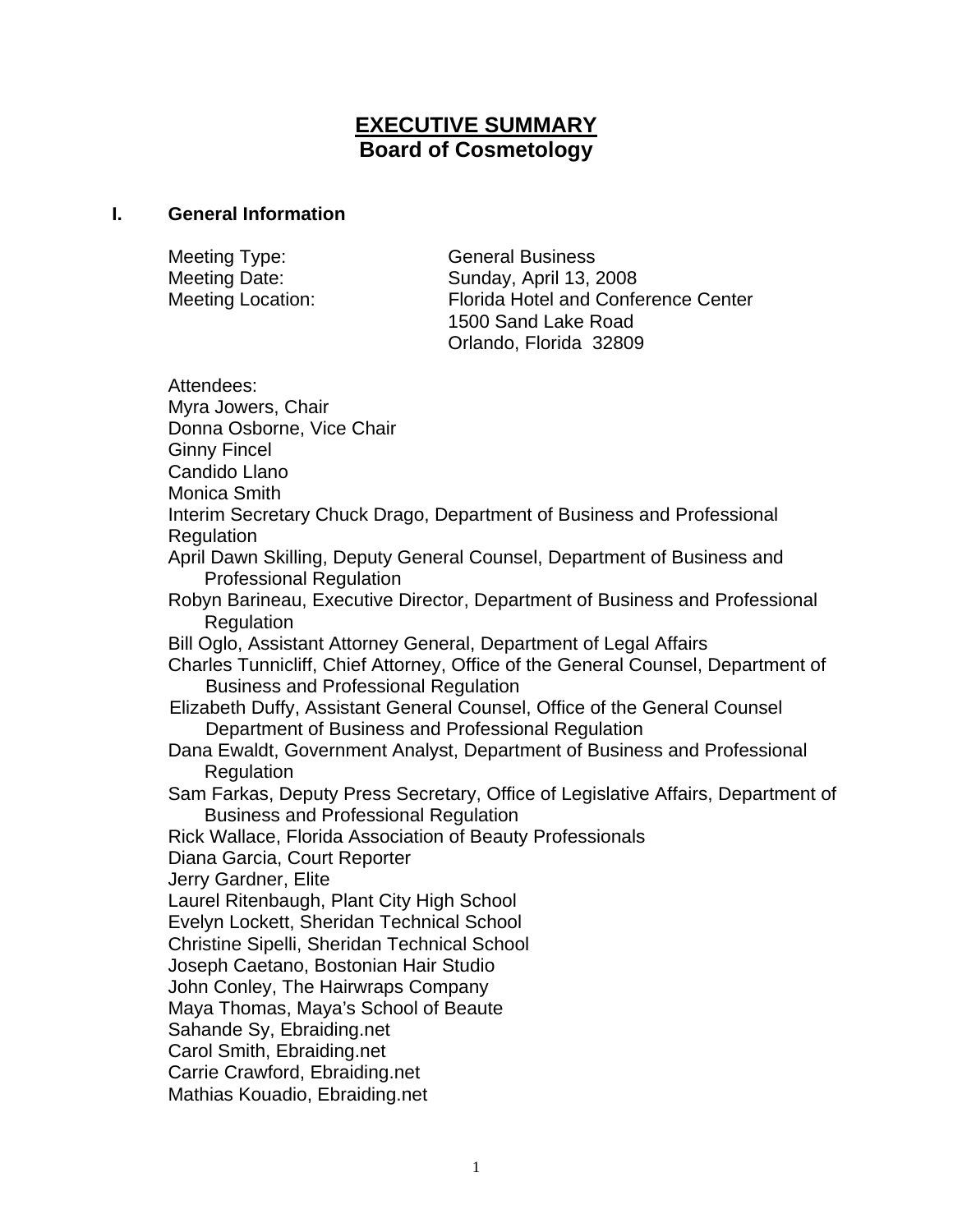# EXECUTIVE SUMMARY
## Board of Cosmetology

### I. General Information

| | |
|---|---|
| Meeting Type: | General Business |
| Meeting Date: | Sunday, April 13, 2008 |
| Meeting Location: | Florida Hotel and Conference Center<br>1500 Sand Lake Road<br>Orlando, Florida 32809 |

Attendees:

Myra Jowers, Chair
Donna Osborne, Vice Chair
Ginny Fincel
Candido Llano
Monica Smith
Interim Secretary Chuck Drago, Department of Business and Professional Regulation
April Dawn Skilling, Deputy General Counsel, Department of Business and Professional Regulation
Robyn Barineau, Executive Director, Department of Business and Professional Regulation
Bill Oglo, Assistant Attorney General, Department of Legal Affairs
Charles Tunnicliff, Chief Attorney, Office of the General Counsel, Department of Business and Professional Regulation
Elizabeth Duffy, Assistant General Counsel, Office of the General Counsel Department of Business and Professional Regulation
Dana Ewaldt, Government Analyst, Department of Business and Professional Regulation
Sam Farkas, Deputy Press Secretary, Office of Legislative Affairs, Department of Business and Professional Regulation
Rick Wallace, Florida Association of Beauty Professionals
Diana Garcia, Court Reporter
Jerry Gardner, Elite
Laurel Ritenbaugh, Plant City High School
Evelyn Lockett, Sheridan Technical School
Christine Sipelli, Sheridan Technical School
Joseph Caetano, Bostonian Hair Studio
John Conley, The Hairwraps Company
Maya Thomas, Maya's School of Beaute
Sahande Sy, Ebraiding.net
Carol Smith, Ebraiding.net
Carrie Crawford, Ebraiding.net
Mathias Kouadio, Ebraiding.net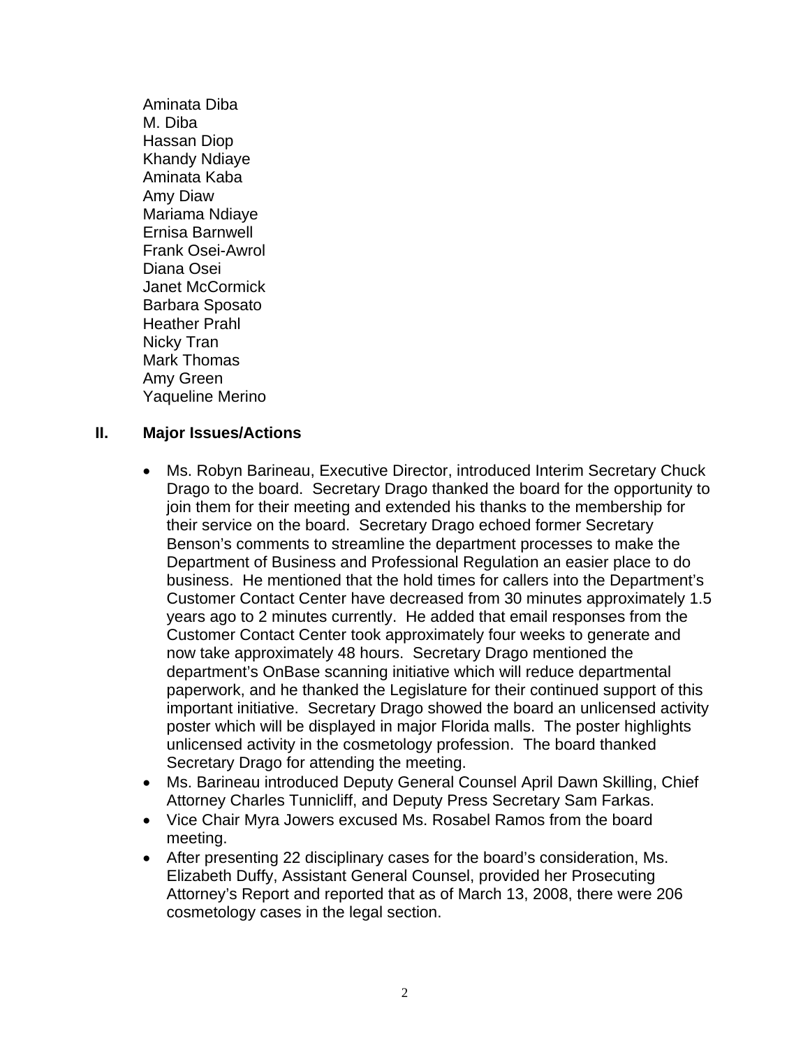Aminata Diba
M. Diba
Hassan Diop
Khandy Ndiaye
Aminata Kaba
Amy Diaw
Mariama Ndiaye
Ernisa Barnwell
Frank Osei-Awrol
Diana Osei
Janet McCormick
Barbara Sposato
Heather Prahl
Nicky Tran
Mark Thomas
Amy Green
Yaqueline Merino

## II. Major Issues/Actions

- Ms. Robyn Barineau, Executive Director, introduced Interim Secretary Chuck Drago to the board. Secretary Drago thanked the board for the opportunity to join them for their meeting and extended his thanks to the membership for their service on the board. Secretary Drago echoed former Secretary Benson's comments to streamline the department processes to make the Department of Business and Professional Regulation an easier place to do business. He mentioned that the hold times for callers into the Department's Customer Contact Center have decreased from 30 minutes approximately 1.5 years ago to 2 minutes currently. He added that email responses from the Customer Contact Center took approximately four weeks to generate and now take approximately 48 hours. Secretary Drago mentioned the department's OnBase scanning initiative which will reduce departmental paperwork, and he thanked the Legislature for their continued support of this important initiative. Secretary Drago showed the board an unlicensed activity poster which will be displayed in major Florida malls. The poster highlights unlicensed activity in the cosmetology profession. The board thanked Secretary Drago for attending the meeting.
- Ms. Barineau introduced Deputy General Counsel April Dawn Skilling, Chief Attorney Charles Tunnicliff, and Deputy Press Secretary Sam Farkas.
- Vice Chair Myra Jowers excused Ms. Rosabel Ramos from the board meeting.
- After presenting 22 disciplinary cases for the board's consideration, Ms. Elizabeth Duffy, Assistant General Counsel, provided her Prosecuting Attorney's Report and reported that as of March 13, 2008, there were 206 cosmetology cases in the legal section.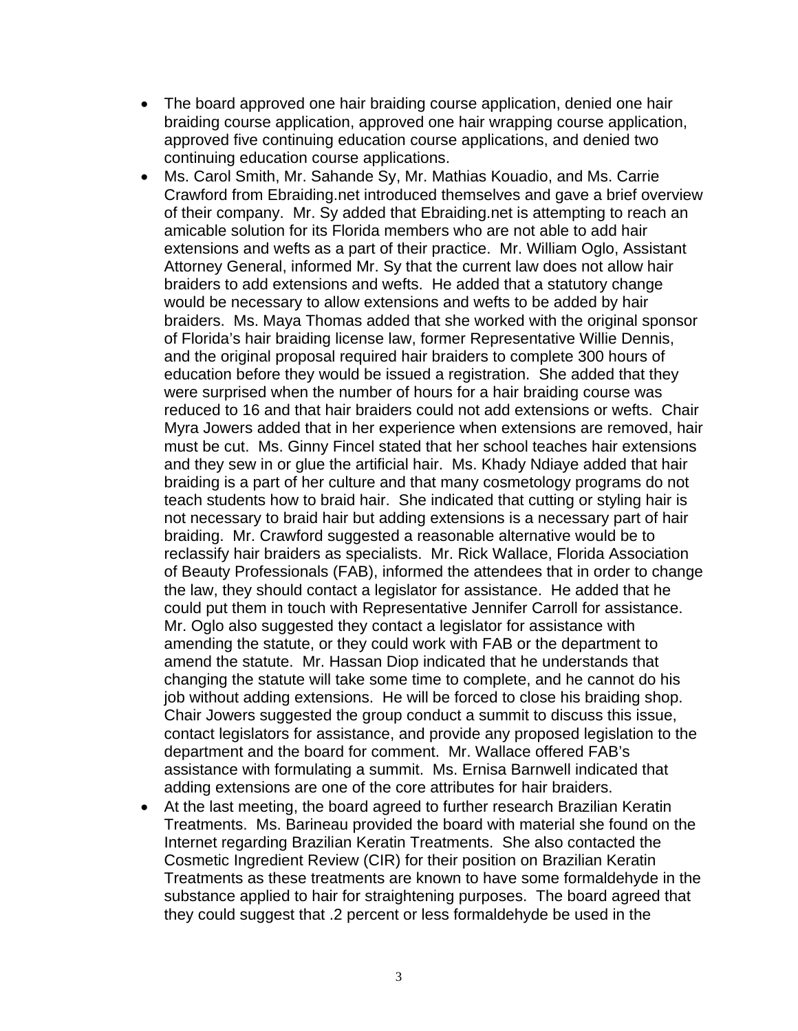- The board approved one hair braiding course application, denied one hair braiding course application, approved one hair wrapping course application, approved five continuing education course applications, and denied two continuing education course applications.
- Ms. Carol Smith, Mr. Sahande Sy, Mr. Mathias Kouadio, and Ms. Carrie Crawford from Ebraiding.net introduced themselves and gave a brief overview of their company. Mr. Sy added that Ebraiding.net is attempting to reach an amicable solution for its Florida members who are not able to add hair extensions and wefts as a part of their practice. Mr. William Oglo, Assistant Attorney General, informed Mr. Sy that the current law does not allow hair braiders to add extensions and wefts. He added that a statutory change would be necessary to allow extensions and wefts to be added by hair braiders. Ms. Maya Thomas added that she worked with the original sponsor of Florida's hair braiding license law, former Representative Willie Dennis, and the original proposal required hair braiders to complete 300 hours of education before they would be issued a registration. She added that they were surprised when the number of hours for a hair braiding course was reduced to 16 and that hair braiders could not add extensions or wefts. Chair Myra Jowers added that in her experience when extensions are removed, hair must be cut. Ms. Ginny Fincel stated that her school teaches hair extensions and they sew in or glue the artificial hair. Ms. Khady Ndiaye added that hair braiding is a part of her culture and that many cosmetology programs do not teach students how to braid hair. She indicated that cutting or styling hair is not necessary to braid hair but adding extensions is a necessary part of hair braiding. Mr. Crawford suggested a reasonable alternative would be to reclassify hair braiders as specialists. Mr. Rick Wallace, Florida Association of Beauty Professionals (FAB), informed the attendees that in order to change the law, they should contact a legislator for assistance. He added that he could put them in touch with Representative Jennifer Carroll for assistance. Mr. Oglo also suggested they contact a legislator for assistance with amending the statute, or they could work with FAB or the department to amend the statute. Mr. Hassan Diop indicated that he understands that changing the statute will take some time to complete, and he cannot do his job without adding extensions. He will be forced to close his braiding shop. Chair Jowers suggested the group conduct a summit to discuss this issue, contact legislators for assistance, and provide any proposed legislation to the department and the board for comment. Mr. Wallace offered FAB's assistance with formulating a summit. Ms. Ernisa Barnwell indicated that adding extensions are one of the core attributes for hair braiders.
- At the last meeting, the board agreed to further research Brazilian Keratin Treatments. Ms. Barineau provided the board with material she found on the Internet regarding Brazilian Keratin Treatments. She also contacted the Cosmetic Ingredient Review (CIR) for their position on Brazilian Keratin Treatments as these treatments are known to have some formaldehyde in the substance applied to hair for straightening purposes. The board agreed that they could suggest that .2 percent or less formaldehyde be used in the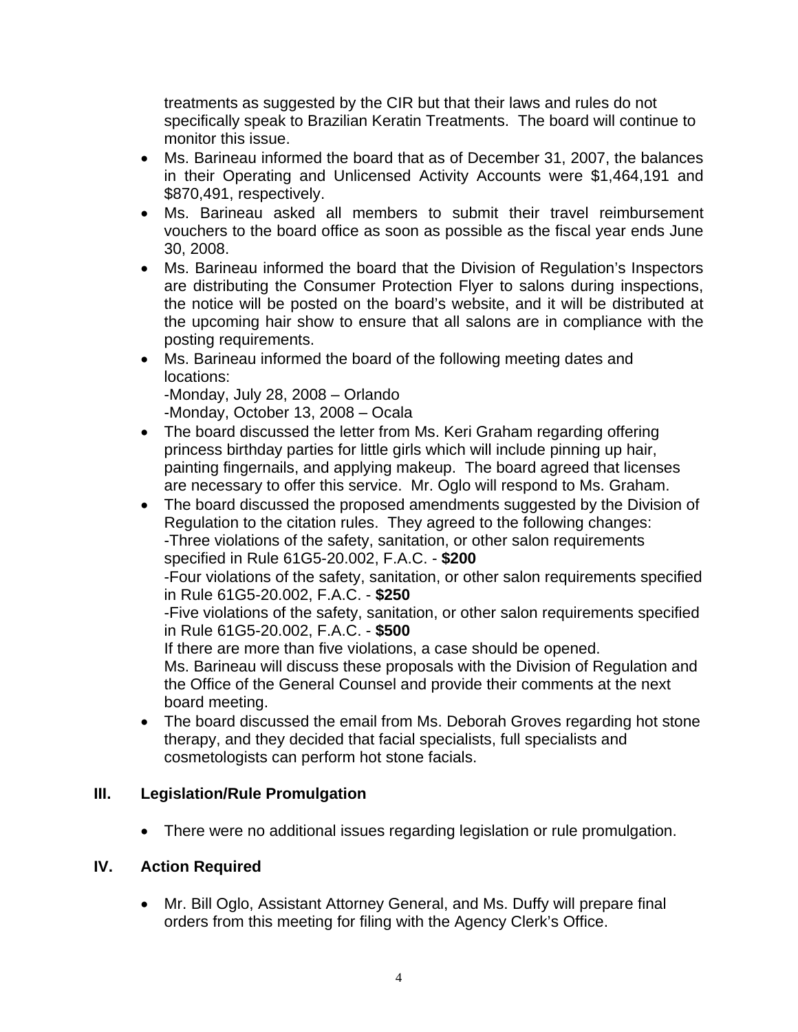treatments as suggested by the CIR but that their laws and rules do not specifically speak to Brazilian Keratin Treatments. The board will continue to monitor this issue.

- Ms. Barineau informed the board that as of December 31, 2007, the balances in their Operating and Unlicensed Activity Accounts were $1,464,191 and $870,491, respectively.
- Ms. Barineau asked all members to submit their travel reimbursement vouchers to the board office as soon as possible as the fiscal year ends June 30, 2008.
- Ms. Barineau informed the board that the Division of Regulation's Inspectors are distributing the Consumer Protection Flyer to salons during inspections, the notice will be posted on the board's website, and it will be distributed at the upcoming hair show to ensure that all salons are in compliance with the posting requirements.
- Ms. Barineau informed the board of the following meeting dates and locations:
  -Monday, July 28, 2008 – Orlando
  -Monday, October 13, 2008 – Ocala
- The board discussed the letter from Ms. Keri Graham regarding offering princess birthday parties for little girls which will include pinning up hair, painting fingernails, and applying makeup. The board agreed that licenses are necessary to offer this service. Mr. Oglo will respond to Ms. Graham.
- The board discussed the proposed amendments suggested by the Division of Regulation to the citation rules. They agreed to the following changes:
  -Three violations of the safety, sanitation, or other salon requirements specified in Rule 61G5-20.002, F.A.C. - **$200**
  -Four violations of the safety, sanitation, or other salon requirements specified in Rule 61G5-20.002, F.A.C. - **$250**
  -Five violations of the safety, sanitation, or other salon requirements specified in Rule 61G5-20.002, F.A.C. - **$500**
  If there are more than five violations, a case should be opened.
  Ms. Barineau will discuss these proposals with the Division of Regulation and the Office of the General Counsel and provide their comments at the next board meeting.
- The board discussed the email from Ms. Deborah Groves regarding hot stone therapy, and they decided that facial specialists, full specialists and cosmetologists can perform hot stone facials.

## III. Legislation/Rule Promulgation

- There were no additional issues regarding legislation or rule promulgation.

## IV. Action Required

- Mr. Bill Oglo, Assistant Attorney General, and Ms. Duffy will prepare final orders from this meeting for filing with the Agency Clerk's Office.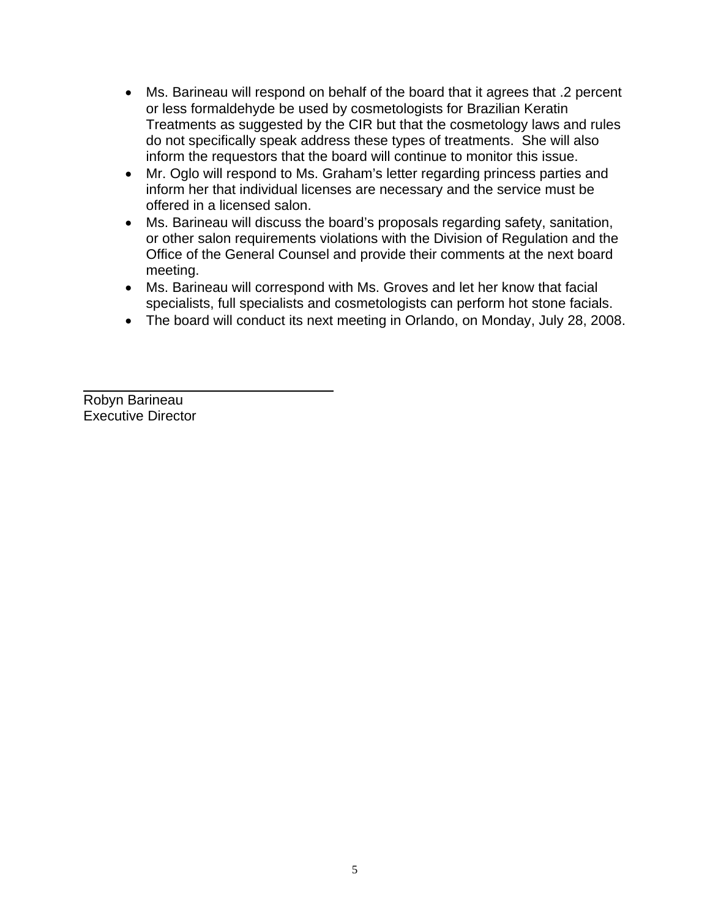- Ms. Barineau will respond on behalf of the board that it agrees that .2 percent or less formaldehyde be used by cosmetologists for Brazilian Keratin Treatments as suggested by the CIR but that the cosmetology laws and rules do not specifically speak address these types of treatments. She will also inform the requestors that the board will continue to monitor this issue.
- Mr. Oglo will respond to Ms. Graham's letter regarding princess parties and inform her that individual licenses are necessary and the service must be offered in a licensed salon.
- Ms. Barineau will discuss the board's proposals regarding safety, sanitation, or other salon requirements violations with the Division of Regulation and the Office of the General Counsel and provide their comments at the next board meeting.
- Ms. Barineau will correspond with Ms. Groves and let her know that facial specialists, full specialists and cosmetologists can perform hot stone facials.
- The board will conduct its next meeting in Orlando, on Monday, July 28, 2008.

\_\_\_\_\_\_\_\_\_\_\_\_\_\_\_\_\_\_\_\_\_\_\_\_\_\_\_\_\_\_\_\_

Robyn Barineau
Executive Director